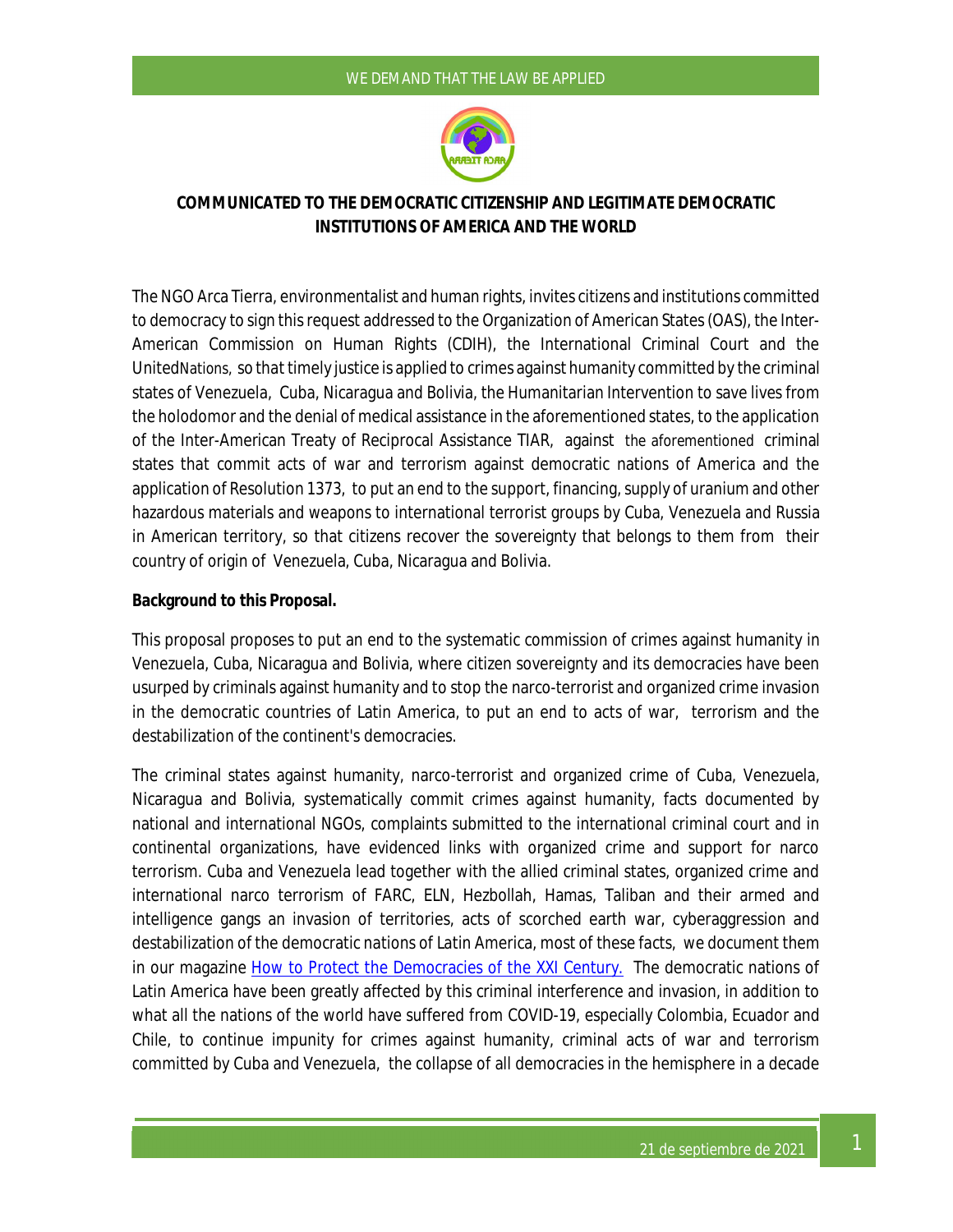WE DEMAND THAT THE LAW BE APPLIED

**COMMUNICATED TO THE DEMOCRATIC CITIZENSHIP AND LEGITIMATE DEMOCRATIC INSTITUTIONS OF AMERICA AND THE WORLD**

The NGO Arca Tierra, environmentalist and human rights, invites citizens and institutions committed to democracy to sign this request addressed to the Organization of American States (OAS), the Inter-American Commission on Human Rights (CDIH), the International Criminal Court and the UnitedNations, so that timely justice is applied to crimes against humanity committed by the criminal states of Venezuela, Cuba, Nicaragua and Bolivia, the Humanitarian Intervention to save lives from the holodomor and the denial of medical assistance in the aforementioned states, to the application of the Inter-American Treaty of Reciprocal Assistance TIAR, against the aforementioned criminal states that commit acts of war and terrorism against democratic nations of America and the application of Resolution 1373, to put an end to the support, financing, supply of uranium and other hazardous materials and weapons to international terrorist groups by Cuba, Venezuela and Russia in American territory, so that citizens recover the sovereignty that belongs to them from their country of origin of Venezuela, Cuba, Nicaragua and Bolivia.

**Background to this Proposal.**

This proposal proposes to put an end to the systematic commission of crimes against humanity in Venezuela, Cuba, Nicaragua and Bolivia, where citizen sovereignty and its democracies have been usurped by criminals against humanity and to stop the narco-terrorist and organized crime invasion in the democratic countries of Latin America, to put an end to acts of war, terrorism and the destabilization of the continent's democracies.

The criminal states against humanity, narco-terrorist and organized crime of Cuba, Venezuela, Nicaragua and Bolivia, systematically commit crimes against humanity, facts documented by national and international NGOs, complaints submitted to the international criminal court and in continental organizations, have evidenced links with organized crime and support for narco terrorism. Cuba and Venezuela lead together with the allied criminal states, organized crime and international narco terrorism of FARC, ELN, Hezbollah, Hamas, Taliban and their armed and intelligence gangs an invasion of territories, acts of scorched earth war, cyberaggression and destabilization of the democratic nations of Latin America, most of these facts, we document them in our magazine [How to Protect the Democracies of the XXI Century.](#) The democratic nations of Latin America have been greatly affected by this criminal interference and invasion, in addition to what all the nations of the world have suffered from COVID-19, especially Colombia, Ecuador and Chile, to continue impunity for crimes against humanity, criminal acts of war and terrorism committed by Cuba and Venezuela, the collapse of all democracies in the hemisphere in a decade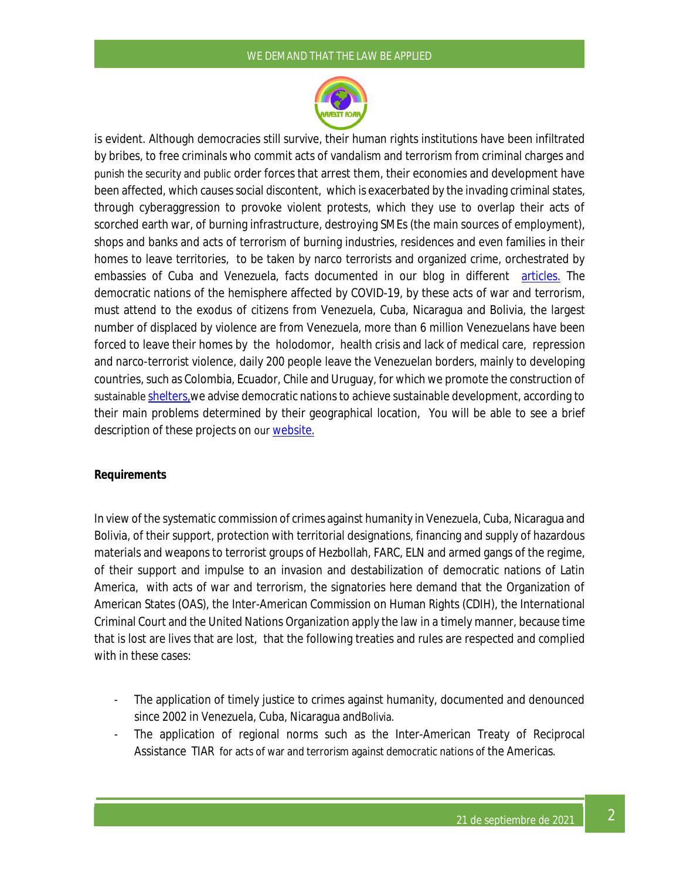is evident. Although democracies still survive, their human rights institutions have been infiltrated by bribes, to free criminals who commit acts of vandalism and terrorism from criminal charges and punish the security and public order forces that arrest them, their economies and development have been affected, which causes social discontent, which is exacerbated by the invading criminal states, through cyberaggression to provoke violent protests, which they use to overlap their acts of scorched earth war, of burning infrastructure, destroying SMEs (the main sources of employment), shops and banks and acts of terrorism of burning industries, residences and even families in their homes to leave territories, to be taken by narco terrorists and organized crime, orchestrated by embassies of Cuba and Venezuela, facts documented in our blog in different articles. The democratic nations of the hemisphere affected by COVID-19, by these acts of war and terrorism, must attend to the exodus of citizens from Venezuela, Cuba, Nicaragua and Bolivia, the largest number of displaced by violence are from Venezuela, more than 6 million Venezuelans have been forced to leave their homes by the holodomor, health crisis and lack of medical care, repression and narco-terrorist violence, daily 200 people leave the Venezuelan borders, mainly to developing countries, such as Colombia, Ecuador, Chile and Uruguay, for which we promote the construction of sustainable shelters,we advise democratic nations to achieve sustainable development, according to their main problems determined by their geographical location, You will be able to see a brief description of these projects on our website.

**Requirements**

In view of the systematic commission of crimes against humanity in Venezuela, Cuba, Nicaragua and Bolivia, of their support, protection with territorial designations, financing and supply of hazardous materials and weapons to terrorist groups of Hezbollah, FARC, ELN and armed gangs of the regime, of their support and impulse to an invasion and destabilization of democratic nations of Latin America, with acts of war and terrorism, the signatories here demand that the Organization of American States (OAS), the Inter-American Commission on Human Rights (CDIH), the International Criminal Court and the United Nations Organization apply the law in a timely manner, because time that is lost are lives that are lost, that the following treaties and rules are respected and complied with in these cases:

- The application of timely justice to crimes against humanity, documented and denounced since 2002 in Venezuela, Cuba, Nicaragua andBolivia.
- The application of regional norms such as the Inter-American Treaty of Reciprocal Assistance TIAR for acts of war and terrorism against democratic nations of the Americas.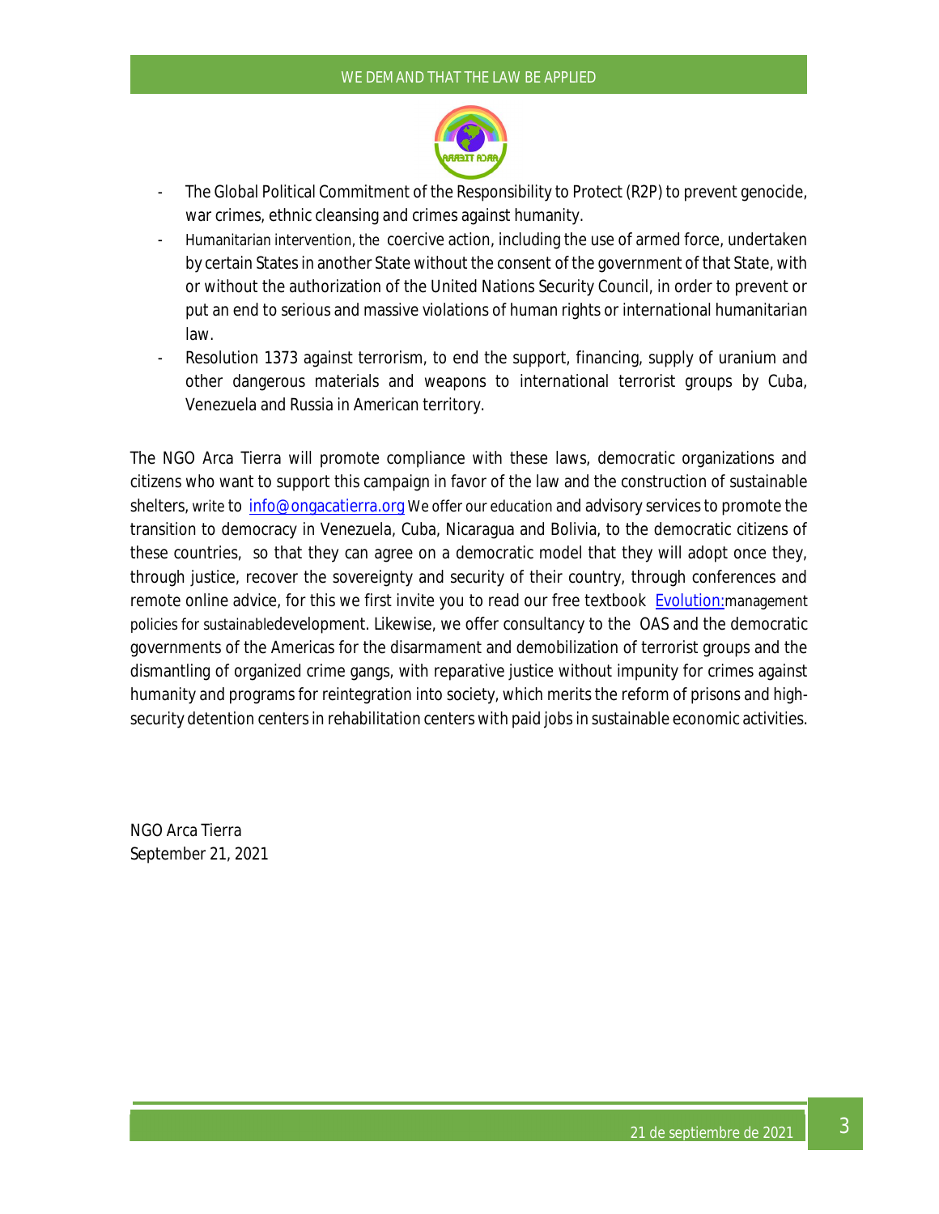- The Global Political Commitment of the Responsibility to Protect (R2P) to prevent genocide, war crimes, ethnic cleansing and crimes against humanity.
- Humanitarian intervention, the coercive action, including the use of armed force, undertaken by certain States in another State without the consent of the government of that State, with or without the authorization of the United Nations Security Council, in order to prevent or put an end to serious and massive violations of human rights or international humanitarian law.
- Resolution 1373 against terrorism, to end the support, financing, supply of uranium and other dangerous materials and weapons to international terrorist groups by Cuba, Venezuela and Russia in American territory.

The NGO Arca Tierra will promote compliance with these laws, democratic organizations and citizens who want to support this campaign in favor of the law and the construction of sustainable shelters, write to info@ongacatierra.org We offer our education and advisory services to promote the transition to democracy in Venezuela, Cuba, Nicaragua and Bolivia, to the democratic citizens of these countries, so that they can agree on a democratic model that they will adopt once they, through justice, recover the sovereignty and security of their country, through conferences and remote online advice, for this we first invite you to read our free textbook Evolution:management policies for sustainabledevelopment. Likewise, we offer consultancy to the OAS and the democratic governments of the Americas for the disarmament and demobilization of terrorist groups and the dismantling of organized crime gangs, with reparative justice without impunity for crimes against humanity and programs for reintegration into society, which merits the reform of prisons and high-security detention centers in rehabilitation centers with paid jobs in sustainable economic activities.

NGO Arca Tierra
September 21, 2021